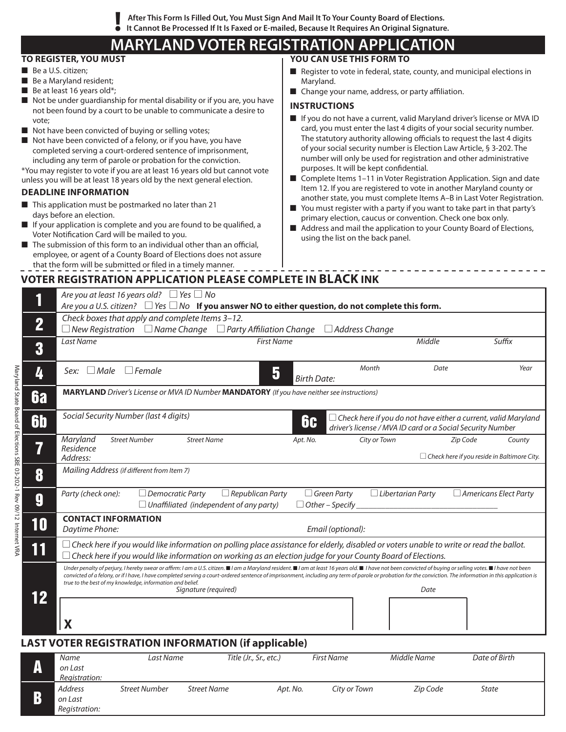**! After This Form Is Filled Out, You Must Sign And Mail It To Your County Board of Elections. It Cannot Be Processed If It Is Faxed or E-mailed, Because It Requires An Original Signature.**

# MARYLAND VOTER REGISTRATION APPLICATION

## TO REGISTER, YOU MUST

- Be a U.S. citizen;
- Be a Maryland resident;
- Be at least 16 years old*;
- Not be under guardianship for mental disability or if you are, you have not been found by a court to be unable to communicate a desire to vote;
- Not have been convicted of buying or selling votes;
- Not have been convicted of a felony, or if you have, you have completed serving a court-ordered sentence of imprisonment, including any term of parole or probation for the conviction.

*You may register to vote if you are at least 16 years old but cannot vote unless you will be at least 18 years old by the next general election.

## DEADLINE INFORMATION

- This application must be postmarked no later than 21 days before an election.
- If your application is complete and you are found to be qualified, a Voter Notification Card will be mailed to you.
- The submission of this form to an individual other than an official, employee, or agent of a County Board of Elections does not assure that the form will be submitted or filed in a timely manner.

## YOU CAN USE THIS FORM TO

- Register to vote in federal, state, county, and municipal elections in Maryland.
- Change your name, address, or party affiliation.

## INSTRUCTIONS

- If you do not have a current, valid Maryland driver's license or MVA ID card, you must enter the last 4 digits of your social security number. The statutory authority allowing officials to request the last 4 digits of your social security number is Election Law Article, § 3-202. The number will only be used for registration and other administrative purposes. It will be kept confidential.
- Complete Items 1–11 in Voter Registration Application. Sign and date Item 12. If you are registered to vote in another Maryland county or another state, you must complete Items A–B in Last Voter Registration.
- You must register with a party if you want to take part in that party's primary election, caucus or convention. Check one box only.
- Address and mail the application to your County Board of Elections, using the list on the back panel.

## VOTER REGISTRATION APPLICATION PLEASE COMPLETE IN **BLACK** INK

**1** *Are you at least 16 years old?* ☐ Yes ☐ No
*Are you a U.S. citizen?* ☐ Yes ☐ No **If you answer NO to either question, do not complete this form.**

**2** *Check boxes that apply and complete Items 3–12.*
☐ New Registration ☐ Name Change ☐ Party Affiliation Change ☐ Address Change

**3** *Last Name* | *First Name* | *Middle* | *Suffix*

**4** *Sex:* ☐ Male ☐ Female

**5** *Birth Date:* *Month* | *Date* | *Year*

**6a** **MARYLAND** *Driver's License or MVA ID Number* **MANDATORY** *(If you have neither see instructions)*

**6b** *Social Security Number (last 4 digits)*

**6c** ☐ *Check here if you do not have either a current, valid Maryland driver's license / MVA ID card or a Social Security Number*

**7** *Maryland Residence Address:* *Street Number* | *Street Name* | *Apt. No.* | *City or Town* | *Zip Code* | *County*
☐ *Check here if you reside in Baltimore City.*

**8** *Mailing Address (if different from Item 7)*

**9** *Party (check one):* ☐ Democratic Party ☐ Republican Party ☐ Green Party ☐ Libertarian Party ☐ Americans Elect Party ☐ Unaffiliated (independent of any party) ☐ Other – Specify ______________________

**10** **CONTACT INFORMATION**
*Daytime Phone:* | *Email (optional):*

**11** ☐ *Check here if you would like information on polling place assistance for elderly, disabled or voters unable to write or read the ballot.*
☐ *Check here if you would like information on working as an election judge for your County Board of Elections.*

**12** *Under penalty of perjury, I hereby swear or affirm: I am a U.S. citizen. ■ I am a Maryland resident. ■ I am at least 16 years old. ■ I have not been convicted of buying or selling votes. ■ I have not been convicted of a felony, or if I have, I have completed serving a court-ordered sentence of imprisonment, including any term of parole or probation for the conviction. The information in this application is true to the best of my knowledge, information and belief.*

*Signature (required)* | *Date*

**X**

## LAST VOTER REGISTRATION INFORMATION (if applicable)

**A** *Name on Last Registration:* *Last Name* | *Title (Jr., Sr., etc.)* | *First Name* | *Middle Name* | *Date of Birth*

**B** *Address on Last Registration:* *Street Number* | *Street Name* | *Apt. No.* | *City or Town* | *Zip Code* | *State*

Maryland State Board of Elections SBE 03-202-1 Rev 09/12 Internet VRA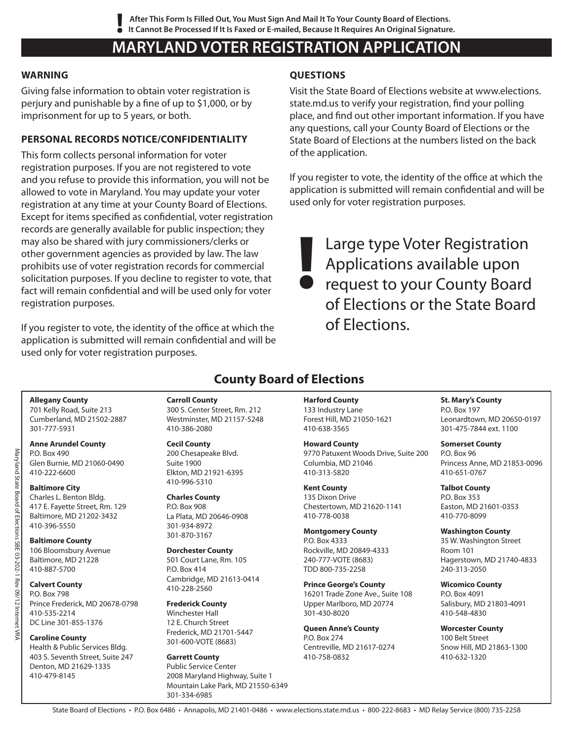**! After This Form Is Filled Out, You Must Sign And Mail It To Your County Board of Elections. It Cannot Be Processed If It Is Faxed or E-mailed, Because It Requires An Original Signature.**

# MARYLAND VOTER REGISTRATION APPLICATION

### WARNING

Giving false information to obtain voter registration is perjury and punishable by a fine of up to $1,000, or by imprisonment for up to 5 years, or both.

### PERSONAL RECORDS NOTICE/CONFIDENTIALITY

This form collects personal information for voter registration purposes. If you are not registered to vote and you refuse to provide this information, you will not be allowed to vote in Maryland. You may update your voter registration at any time at your County Board of Elections. Except for items specified as confidential, voter registration records are generally available for public inspection; they may also be shared with jury commissioners/clerks or other government agencies as provided by law. The law prohibits use of voter registration records for commercial solicitation purposes. If you decline to register to vote, that fact will remain confidential and will be used only for voter registration purposes.

If you register to vote, the identity of the office at which the application is submitted will remain confidential and will be used only for voter registration purposes.

### QUESTIONS

Visit the State Board of Elections website at www.elections.state.md.us to verify your registration, find your polling place, and find out other important information. If you have any questions, call your County Board of Elections or the State Board of Elections at the numbers listed on the back of the application.

If you register to vote, the identity of the office at which the application is submitted will remain confidential and will be used only for voter registration purposes.

**!** Large type Voter Registration Applications available upon request to your County Board of Elections or the State Board of Elections.

## County Board of Elections

**Allegany County**
701 Kelly Road, Suite 213
Cumberland, MD 21502-2887
301-777-5931

**Anne Arundel County**
P.O. Box 490
Glen Burnie, MD 21060-0490
410-222-6600

**Baltimore City**
Charles L. Benton Bldg.
417 E. Fayette Street, Rm. 129
Baltimore, MD 21202-3432
410-396-5550

**Baltimore County**
106 Bloomsbury Avenue
Baltimore, MD 21228
410-887-5700

**Calvert County**
P.O. Box 798
Prince Frederick, MD 20678-0798
410-535-2214
DC Line 301-855-1376

**Caroline County**
Health & Public Services Bldg.
403 S. Seventh Street, Suite 247
Denton, MD 21629-1335
410-479-8145

**Carroll County**
300 S. Center Street, Rm. 212
Westminster, MD 21157-5248
410-386-2080

**Cecil County**
200 Chesapeake Blvd.
Suite 1900
Elkton, MD 21921-6395
410-996-5310

**Charles County**
P.O. Box 908
La Plata, MD 20646-0908
301-934-8972
301-870-3167

**Dorchester County**
501 Court Lane, Rm. 105
P.O. Box 414
Cambridge, MD 21613-0414
410-228-2560

**Frederick County**
Winchester Hall
12 E. Church Street
Frederick, MD 21701-5447
301-600-VOTE (8683)

**Garrett County**
Public Service Center
2008 Maryland Highway, Suite 1
Mountain Lake Park, MD 21550-6349
301-334-6985

**Harford County**
133 Industry Lane
Forest Hill, MD 21050-1621
410-638-3565

**Howard County**
9770 Patuxent Woods Drive, Suite 200
Columbia, MD 21046
410-313-5820

**Kent County**
135 Dixon Drive
Chestertown, MD 21620-1141
410-778-0038

**Montgomery County**
P.O. Box 4333
Rockville, MD 20849-4333
240-777-VOTE (8683)
TDD 800-735-2258

**Prince George's County**
16201 Trade Zone Ave., Suite 108
Upper Marlboro, MD 20774
301-430-8020

**Queen Anne's County**
P.O. Box 274
Centreville, MD 21617-0274
410-758-0832

**St. Mary's County**
P.O. Box 197
Leonardtown, MD 20650-0197
301-475-7844 ext. 1100

**Somerset County**
P.O. Box 96
Princess Anne, MD 21853-0096
410-651-0767

**Talbot County**
P.O. Box 353
Easton, MD 21601-0353
410-770-8099

**Washington County**
35 W. Washington Street
Room 101
Hagerstown, MD 21740-4833
240-313-2050

**Wicomico County**
P.O. Box 4091
Salisbury, MD 21803-4091
410-548-4830

**Worcester County**
100 Belt Street
Snow Hill, MD 21863-1300
410-632-1320

Maryland State Board of Elections SBE 03-202-1 Rev 09/12 Internet VRA

State Board of Elections • P.O. Box 6486 • Annapolis, MD 21401-0486 • www.elections.state.md.us • 800-222-8683 • MD Relay Service (800) 735-2258